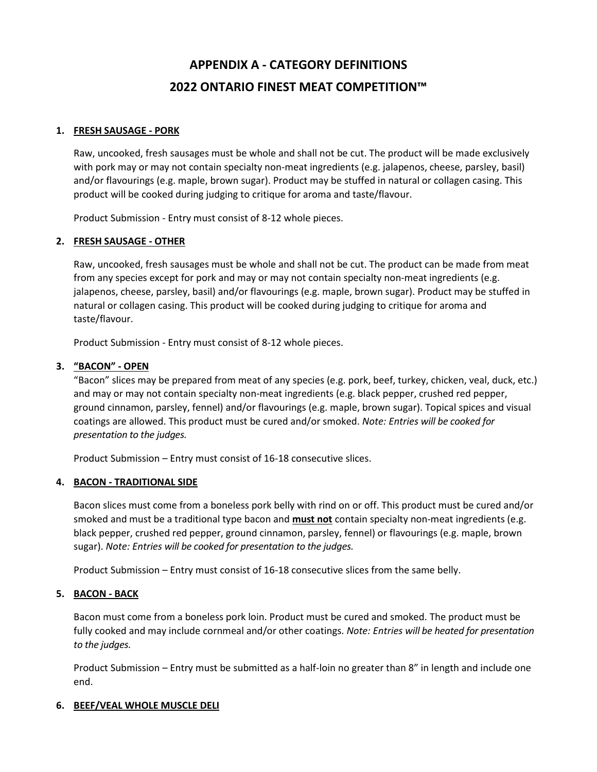# APPENDIX A - CATEGORY DEFINITIONS

# 2022 ONTARIO FINEST MEAT COMPETITION™

## 1. FRESH SAUSAGE - PORK

Raw, uncooked, fresh sausages must be whole and shall not be cut. The product will be made exclusively with pork may or may not contain specialty non-meat ingredients (e.g. jalapenos, cheese, parsley, basil) and/or flavourings (e.g. maple, brown sugar). Product may be stuffed in natural or collagen casing. This product will be cooked during judging to critique for aroma and taste/flavour.

Product Submission - Entry must consist of 8-12 whole pieces.

## 2. FRESH SAUSAGE - OTHER

Raw, uncooked, fresh sausages must be whole and shall not be cut. The product can be made from meat from any species except for pork and may or may not contain specialty non-meat ingredients (e.g. jalapenos, cheese, parsley, basil) and/or flavourings (e.g. maple, brown sugar). Product may be stuffed in natural or collagen casing. This product will be cooked during judging to critique for aroma and taste/flavour.

Product Submission - Entry must consist of 8-12 whole pieces.

## 3. "BACON" - OPEN

"Bacon" slices may be prepared from meat of any species (e.g. pork, beef, turkey, chicken, veal, duck, etc.) and may or may not contain specialty non-meat ingredients (e.g. black pepper, crushed red pepper, ground cinnamon, parsley, fennel) and/or flavourings (e.g. maple, brown sugar). Topical spices and visual coatings are allowed. This product must be cured and/or smoked. *Note: Entries will be cooked for presentation to the judges.*

Product Submission – Entry must consist of 16-18 consecutive slices.

## 4. BACON - TRADITIONAL SIDE

Bacon slices must come from a boneless pork belly with rind on or off. This product must be cured and/or smoked and must be a traditional type bacon and **must not** contain specialty non-meat ingredients (e.g. black pepper, crushed red pepper, ground cinnamon, parsley, fennel) or flavourings (e.g. maple, brown sugar). *Note: Entries will be cooked for presentation to the judges.*

Product Submission – Entry must consist of 16-18 consecutive slices from the same belly.

## 5. BACON - BACK

Bacon must come from a boneless pork loin. Product must be cured and smoked. The product must be fully cooked and may include cornmeal and/or other coatings. *Note: Entries will be heated for presentation to the judges.*

Product Submission – Entry must be submitted as a half-loin no greater than 8" in length and include one end.

## 6. BEEF/VEAL WHOLE MUSCLE DELI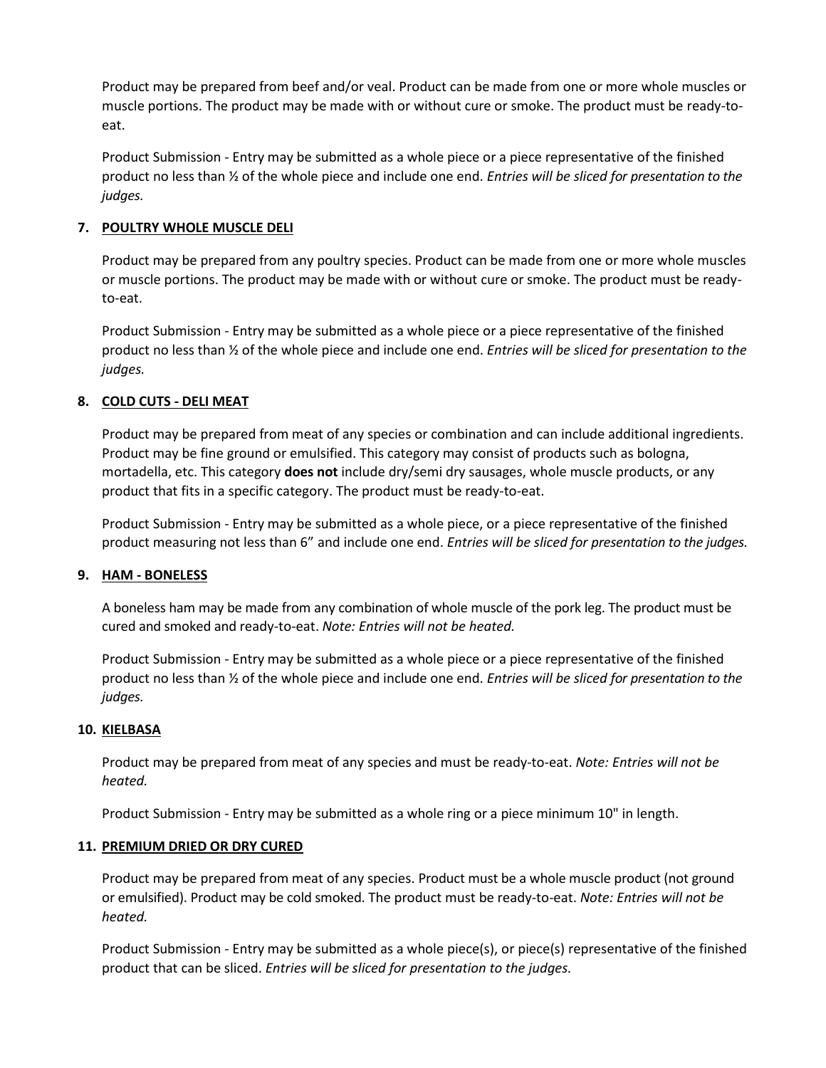Product may be prepared from beef and/or veal. Product can be made from one or more whole muscles or muscle portions. The product may be made with or without cure or smoke. The product must be ready-to-eat.

Product Submission - Entry may be submitted as a whole piece or a piece representative of the finished product no less than ½ of the whole piece and include one end. *Entries will be sliced for presentation to the judges.*

7. **POULTRY WHOLE MUSCLE DELI**

   Product may be prepared from any poultry species. Product can be made from one or more whole muscles or muscle portions. The product may be made with or without cure or smoke. The product must be ready-to-eat.

   Product Submission - Entry may be submitted as a whole piece or a piece representative of the finished product no less than ½ of the whole piece and include one end. *Entries will be sliced for presentation to the judges.*

8. **COLD CUTS - DELI MEAT**

   Product may be prepared from meat of any species or combination and can include additional ingredients. Product may be fine ground or emulsified. This category may consist of products such as bologna, mortadella, etc. This category **does not** include dry/semi dry sausages, whole muscle products, or any product that fits in a specific category. The product must be ready-to-eat.

   Product Submission - Entry may be submitted as a whole piece, or a piece representative of the finished product measuring not less than 6" and include one end. *Entries will be sliced for presentation to the judges.*

9. **HAM - BONELESS**

   A boneless ham may be made from any combination of whole muscle of the pork leg. The product must be cured and smoked and ready-to-eat. *Note: Entries will not be heated.*

   Product Submission - Entry may be submitted as a whole piece or a piece representative of the finished product no less than ½ of the whole piece and include one end. *Entries will be sliced for presentation to the judges.*

10. **KIELBASA**

    Product may be prepared from meat of any species and must be ready-to-eat. *Note: Entries will not be heated.*

    Product Submission - Entry may be submitted as a whole ring or a piece minimum 10" in length.

11. **PREMIUM DRIED OR DRY CURED**

    Product may be prepared from meat of any species. Product must be a whole muscle product (not ground or emulsified). Product may be cold smoked. The product must be ready-to-eat. *Note: Entries will not be heated.*

    Product Submission - Entry may be submitted as a whole piece(s), or piece(s) representative of the finished product that can be sliced. *Entries will be sliced for presentation to the judges.*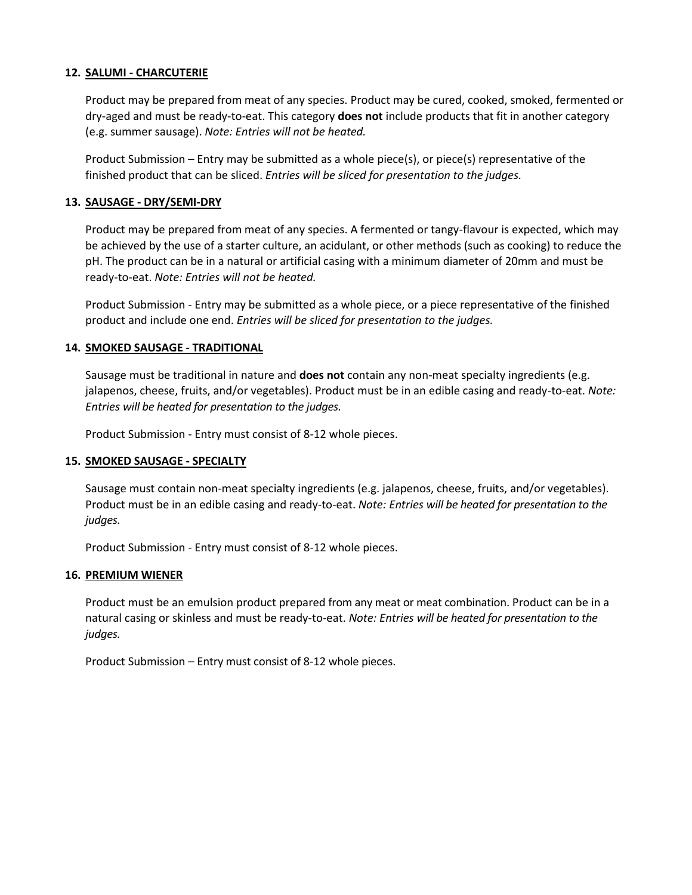**12. <u>SALUMI - CHARCUTERIE</u>**

Product may be prepared from meat of any species. Product may be cured, cooked, smoked, fermented or dry-aged and must be ready-to-eat. This category **does not** include products that fit in another category (e.g. summer sausage). *Note: Entries will not be heated.*

Product Submission – Entry may be submitted as a whole piece(s), or piece(s) representative of the finished product that can be sliced. *Entries will be sliced for presentation to the judges.*

**13. <u>SAUSAGE - DRY/SEMI-DRY</u>**

Product may be prepared from meat of any species. A fermented or tangy-flavour is expected, which may be achieved by the use of a starter culture, an acidulant, or other methods (such as cooking) to reduce the pH. The product can be in a natural or artificial casing with a minimum diameter of 20mm and must be ready-to-eat. *Note: Entries will not be heated.*

Product Submission - Entry may be submitted as a whole piece, or a piece representative of the finished product and include one end. *Entries will be sliced for presentation to the judges.*

**14. <u>SMOKED SAUSAGE - TRADITIONAL</u>**

Sausage must be traditional in nature and **does not** contain any non-meat specialty ingredients (e.g. jalapenos, cheese, fruits, and/or vegetables). Product must be in an edible casing and ready-to-eat. *Note: Entries will be heated for presentation to the judges.*

Product Submission - Entry must consist of 8-12 whole pieces.

**15. <u>SMOKED SAUSAGE - SPECIALTY</u>**

Sausage must contain non-meat specialty ingredients (e.g. jalapenos, cheese, fruits, and/or vegetables). Product must be in an edible casing and ready-to-eat. *Note: Entries will be heated for presentation to the judges.*

Product Submission - Entry must consist of 8-12 whole pieces.

**16. <u>PREMIUM WIENER</u>**

Product must be an emulsion product prepared from any meat or meat combination. Product can be in a natural casing or skinless and must be ready-to-eat. *Note: Entries will be heated for presentation to the judges.*

Product Submission – Entry must consist of 8-12 whole pieces.